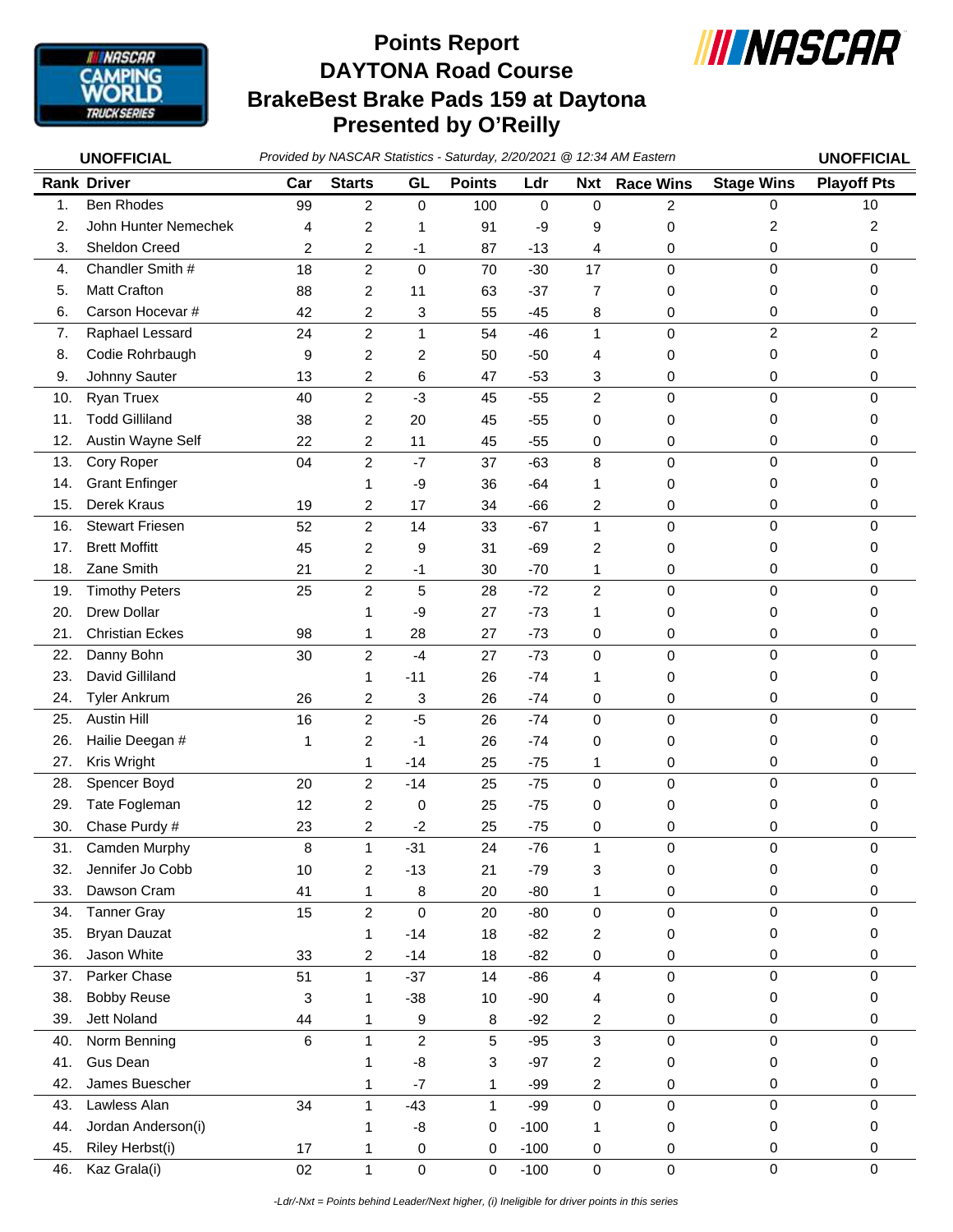# Points Report
# DAYTONA Road Course
# BrakeBest Brake Pads 159 at Daytona
# Presented by O'Reilly

**UNOFFICIAL** *Provided by NASCAR Statistics - Saturday, 2/20/2021 @ 12:34 AM Eastern* **UNOFFICIAL**

| Rank | Driver | Car | Starts | GL | Points | Ldr | Nxt | Race Wins | Stage Wins | Playoff Pts |
|---|---|---|---|---|---|---|---|---|---|---|
| 1. | Ben Rhodes | 99 | 2 | 0 | 100 | 0 | 0 | 2 | 0 | 10 |
| 2. | John Hunter Nemechek | 4 | 2 | 1 | 91 | -9 | 9 | 0 | 2 | 2 |
| 3. | Sheldon Creed | 2 | 2 | -1 | 87 | -13 | 4 | 0 | 0 | 0 |
| 4. | Chandler Smith # | 18 | 2 | 0 | 70 | -30 | 17 | 0 | 0 | 0 |
| 5. | Matt Crafton | 88 | 2 | 11 | 63 | -37 | 7 | 0 | 0 | 0 |
| 6. | Carson Hocevar # | 42 | 2 | 3 | 55 | -45 | 8 | 0 | 0 | 0 |
| 7. | Raphael Lessard | 24 | 2 | 1 | 54 | -46 | 1 | 0 | 2 | 2 |
| 8. | Codie Rohrbaugh | 9 | 2 | 2 | 50 | -50 | 4 | 0 | 0 | 0 |
| 9. | Johnny Sauter | 13 | 2 | 6 | 47 | -53 | 3 | 0 | 0 | 0 |
| 10. | Ryan Truex | 40 | 2 | -3 | 45 | -55 | 2 | 0 | 0 | 0 |
| 11. | Todd Gilliland | 38 | 2 | 20 | 45 | -55 | 0 | 0 | 0 | 0 |
| 12. | Austin Wayne Self | 22 | 2 | 11 | 45 | -55 | 0 | 0 | 0 | 0 |
| 13. | Cory Roper | 04 | 2 | -7 | 37 | -63 | 8 | 0 | 0 | 0 |
| 14. | Grant Enfinger | | 1 | -9 | 36 | -64 | 1 | 0 | 0 | 0 |
| 15. | Derek Kraus | 19 | 2 | 17 | 34 | -66 | 2 | 0 | 0 | 0 |
| 16. | Stewart Friesen | 52 | 2 | 14 | 33 | -67 | 1 | 0 | 0 | 0 |
| 17. | Brett Moffitt | 45 | 2 | 9 | 31 | -69 | 2 | 0 | 0 | 0 |
| 18. | Zane Smith | 21 | 2 | -1 | 30 | -70 | 1 | 0 | 0 | 0 |
| 19. | Timothy Peters | 25 | 2 | 5 | 28 | -72 | 2 | 0 | 0 | 0 |
| 20. | Drew Dollar | | 1 | -9 | 27 | -73 | 1 | 0 | 0 | 0 |
| 21. | Christian Eckes | 98 | 1 | 28 | 27 | -73 | 0 | 0 | 0 | 0 |
| 22. | Danny Bohn | 30 | 2 | -4 | 27 | -73 | 0 | 0 | 0 | 0 |
| 23. | David Gilliland | | 1 | -11 | 26 | -74 | 1 | 0 | 0 | 0 |
| 24. | Tyler Ankrum | 26 | 2 | 3 | 26 | -74 | 0 | 0 | 0 | 0 |
| 25. | Austin Hill | 16 | 2 | -5 | 26 | -74 | 0 | 0 | 0 | 0 |
| 26. | Hailie Deegan # | 1 | 2 | -1 | 26 | -74 | 0 | 0 | 0 | 0 |
| 27. | Kris Wright | | 1 | -14 | 25 | -75 | 1 | 0 | 0 | 0 |
| 28. | Spencer Boyd | 20 | 2 | -14 | 25 | -75 | 0 | 0 | 0 | 0 |
| 29. | Tate Fogleman | 12 | 2 | 0 | 25 | -75 | 0 | 0 | 0 | 0 |
| 30. | Chase Purdy # | 23 | 2 | -2 | 25 | -75 | 0 | 0 | 0 | 0 |
| 31. | Camden Murphy | 8 | 1 | -31 | 24 | -76 | 1 | 0 | 0 | 0 |
| 32. | Jennifer Jo Cobb | 10 | 2 | -13 | 21 | -79 | 3 | 0 | 0 | 0 |
| 33. | Dawson Cram | 41 | 1 | 8 | 20 | -80 | 1 | 0 | 0 | 0 |
| 34. | Tanner Gray | 15 | 2 | 0 | 20 | -80 | 0 | 0 | 0 | 0 |
| 35. | Bryan Dauzat | | 1 | -14 | 18 | -82 | 2 | 0 | 0 | 0 |
| 36. | Jason White | 33 | 2 | -14 | 18 | -82 | 0 | 0 | 0 | 0 |
| 37. | Parker Chase | 51 | 1 | -37 | 14 | -86 | 4 | 0 | 0 | 0 |
| 38. | Bobby Reuse | 3 | 1 | -38 | 10 | -90 | 4 | 0 | 0 | 0 |
| 39. | Jett Noland | 44 | 1 | 9 | 8 | -92 | 2 | 0 | 0 | 0 |
| 40. | Norm Benning | 6 | 1 | 2 | 5 | -95 | 3 | 0 | 0 | 0 |
| 41. | Gus Dean | | 1 | -8 | 3 | -97 | 2 | 0 | 0 | 0 |
| 42. | James Buescher | | 1 | -7 | 1 | -99 | 2 | 0 | 0 | 0 |
| 43. | Lawless Alan | 34 | 1 | -43 | 1 | -99 | 0 | 0 | 0 | 0 |
| 44. | Jordan Anderson(i) | | 1 | -8 | 0 | -100 | 1 | 0 | 0 | 0 |
| 45. | Riley Herbst(i) | 17 | 1 | 0 | 0 | -100 | 0 | 0 | 0 | 0 |
| 46. | Kaz Grala(i) | 02 | 1 | 0 | 0 | -100 | 0 | 0 | 0 | 0 |

*-Ldr/-Nxt = Points behind Leader/Next higher, (i) Ineligible for driver points in this series*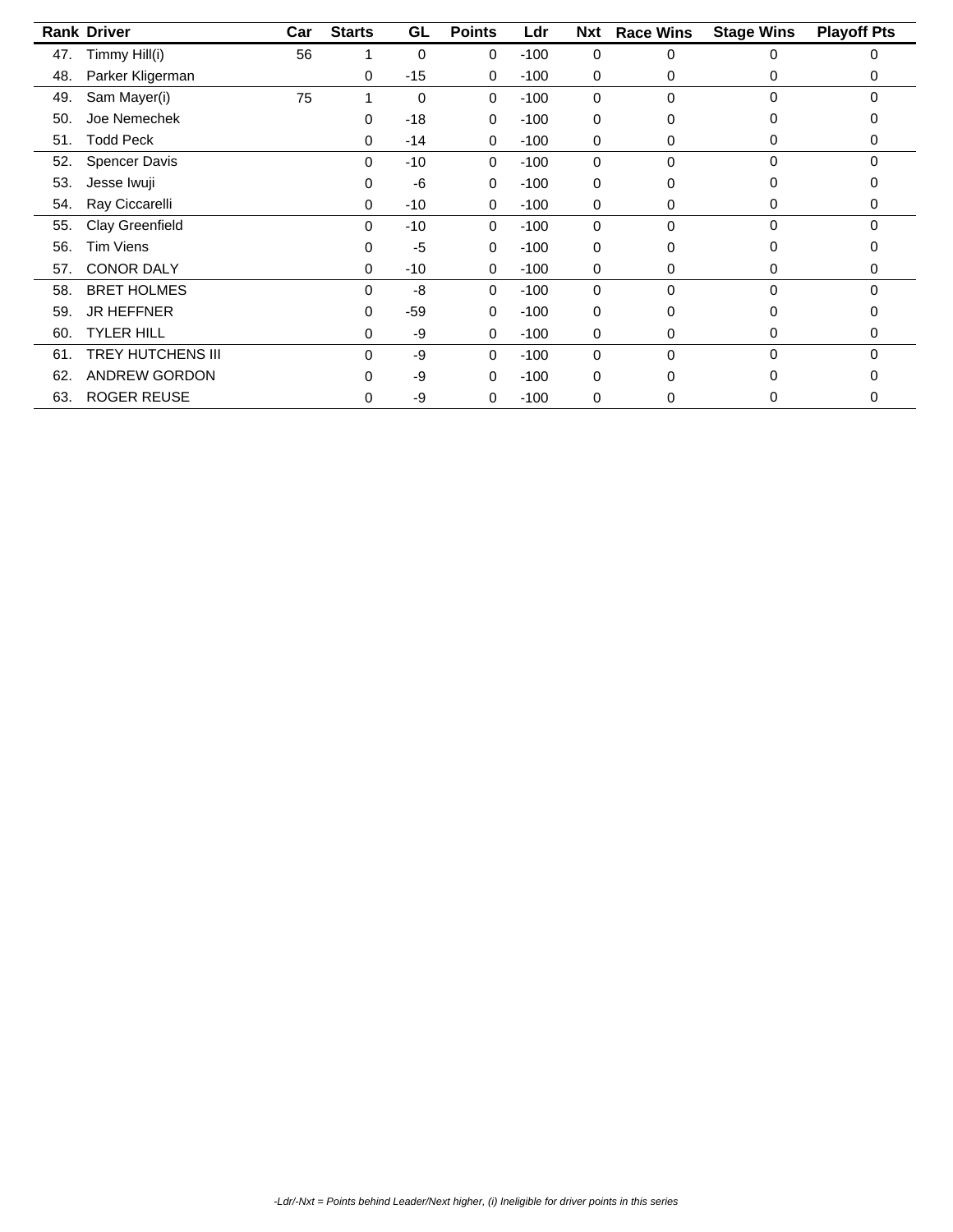| Rank | Driver | Car | Starts | GL | Points | Ldr | Nxt | Race Wins | Stage Wins | Playoff Pts |
|---|---|---|---|---|---|---|---|---|---|---|
| 47. | Timmy Hill(i) | 56 | 1 | 0 | 0 | -100 | 0 | 0 | 0 | 0 |
| 48. | Parker Kligerman | | 0 | -15 | 0 | -100 | 0 | 0 | 0 | 0 |
| 49. | Sam Mayer(i) | 75 | 1 | 0 | 0 | -100 | 0 | 0 | 0 | 0 |
| 50. | Joe Nemechek | | 0 | -18 | 0 | -100 | 0 | 0 | 0 | 0 |
| 51. | Todd Peck | | 0 | -14 | 0 | -100 | 0 | 0 | 0 | 0 |
| 52. | Spencer Davis | | 0 | -10 | 0 | -100 | 0 | 0 | 0 | 0 |
| 53. | Jesse Iwuji | | 0 | -6 | 0 | -100 | 0 | 0 | 0 | 0 |
| 54. | Ray Ciccarelli | | 0 | -10 | 0 | -100 | 0 | 0 | 0 | 0 |
| 55. | Clay Greenfield | | 0 | -10 | 0 | -100 | 0 | 0 | 0 | 0 |
| 56. | Tim Viens | | 0 | -5 | 0 | -100 | 0 | 0 | 0 | 0 |
| 57. | CONOR DALY | | 0 | -10 | 0 | -100 | 0 | 0 | 0 | 0 |
| 58. | BRET HOLMES | | 0 | -8 | 0 | -100 | 0 | 0 | 0 | 0 |
| 59. | JR HEFFNER | | 0 | -59 | 0 | -100 | 0 | 0 | 0 | 0 |
| 60. | TYLER HILL | | 0 | -9 | 0 | -100 | 0 | 0 | 0 | 0 |
| 61. | TREY HUTCHENS III | | 0 | -9 | 0 | -100 | 0 | 0 | 0 | 0 |
| 62. | ANDREW GORDON | | 0 | -9 | 0 | -100 | 0 | 0 | 0 | 0 |
| 63. | ROGER REUSE | | 0 | -9 | 0 | -100 | 0 | 0 | 0 | 0 |

*-Ldr/-Nxt = Points behind Leader/Next higher, (i) Ineligible for driver points in this series*